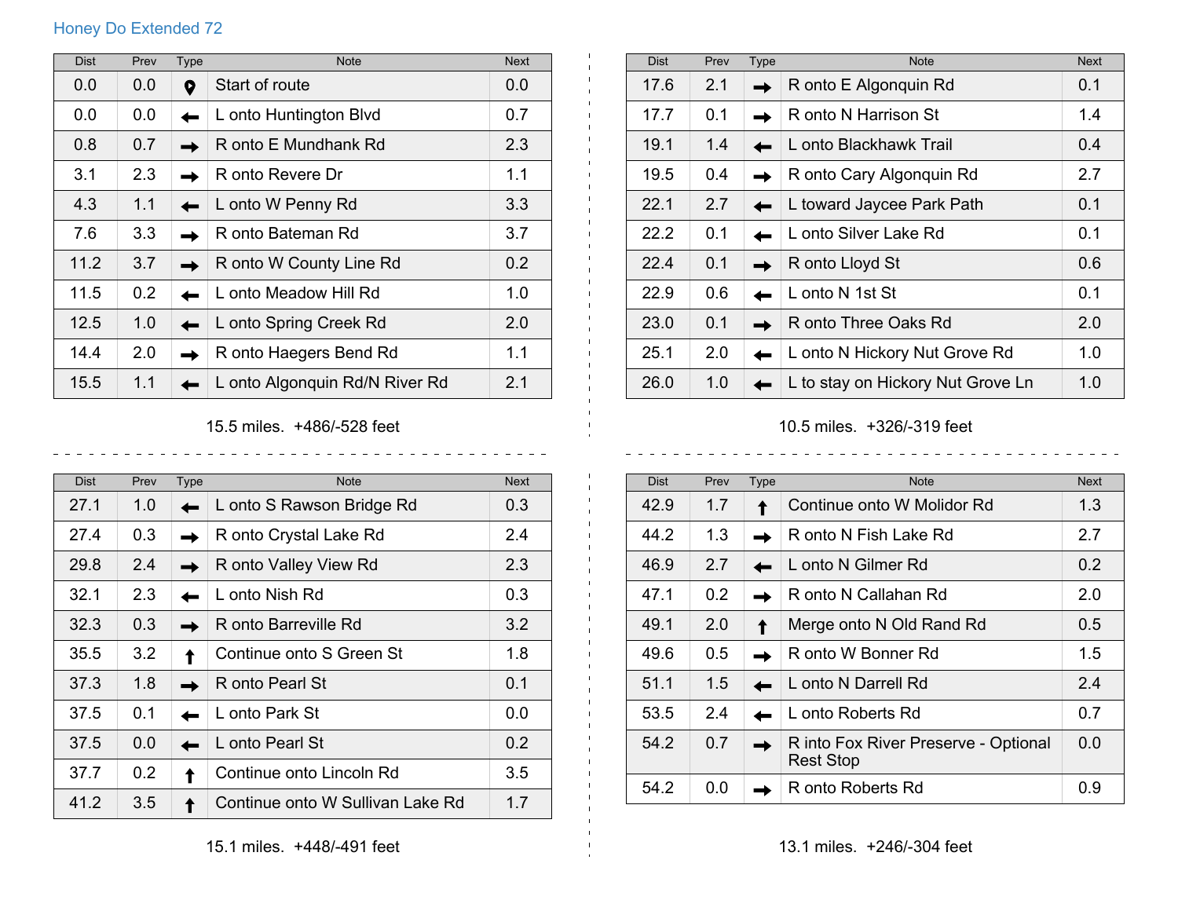# Honey Do Extended 72

| Dist | Prev | Type | Note | Next |
|---|---|---|---|---|
| 0.0 | 0.0 | 📍 | Start of route | 0.0 |
| 0.0 | 0.0 | ← | L onto Huntington Blvd | 0.7 |
| 0.8 | 0.7 | → | R onto E Mundhank Rd | 2.3 |
| 3.1 | 2.3 | → | R onto Revere Dr | 1.1 |
| 4.3 | 1.1 | ← | L onto W Penny Rd | 3.3 |
| 7.6 | 3.3 | → | R onto Bateman Rd | 3.7 |
| 11.2 | 3.7 | → | R onto W County Line Rd | 0.2 |
| 11.5 | 0.2 | ← | L onto Meadow Hill Rd | 1.0 |
| 12.5 | 1.0 | ← | L onto Spring Creek Rd | 2.0 |
| 14.4 | 2.0 | → | R onto Haegers Bend Rd | 1.1 |
| 15.5 | 1.1 | ← | L onto Algonquin Rd/N River Rd | 2.1 |

15.5 miles. +486/-528 feet

| Dist | Prev | Type | Note | Next |
|---|---|---|---|---|
| 17.6 | 2.1 | → | R onto E Algonquin Rd | 0.1 |
| 17.7 | 0.1 | → | R onto N Harrison St | 1.4 |
| 19.1 | 1.4 | ← | L onto Blackhawk Trail | 0.4 |
| 19.5 | 0.4 | → | R onto Cary Algonquin Rd | 2.7 |
| 22.1 | 2.7 | ← | L toward Jaycee Park Path | 0.1 |
| 22.2 | 0.1 | ← | L onto Silver Lake Rd | 0.1 |
| 22.4 | 0.1 | → | R onto Lloyd St | 0.6 |
| 22.9 | 0.6 | ← | L onto N 1st St | 0.1 |
| 23.0 | 0.1 | → | R onto Three Oaks Rd | 2.0 |
| 25.1 | 2.0 | ← | L onto N Hickory Nut Grove Rd | 1.0 |
| 26.0 | 1.0 | ← | L to stay on Hickory Nut Grove Ln | 1.0 |

10.5 miles. +326/-319 feet

| Dist | Prev | Type | Note | Next |
|---|---|---|---|---|
| 27.1 | 1.0 | ← | L onto S Rawson Bridge Rd | 0.3 |
| 27.4 | 0.3 | → | R onto Crystal Lake Rd | 2.4 |
| 29.8 | 2.4 | → | R onto Valley View Rd | 2.3 |
| 32.1 | 2.3 | ← | L onto Nish Rd | 0.3 |
| 32.3 | 0.3 | → | R onto Barreville Rd | 3.2 |
| 35.5 | 3.2 | ↑ | Continue onto S Green St | 1.8 |
| 37.3 | 1.8 | → | R onto Pearl St | 0.1 |
| 37.5 | 0.1 | ← | L onto Park St | 0.0 |
| 37.5 | 0.0 | ← | L onto Pearl St | 0.2 |
| 37.7 | 0.2 | ↑ | Continue onto Lincoln Rd | 3.5 |
| 41.2 | 3.5 | ↑ | Continue onto W Sullivan Lake Rd | 1.7 |

15.1 miles. +448/-491 feet

| Dist | Prev | Type | Note | Next |
|---|---|---|---|---|
| 42.9 | 1.7 | ↑ | Continue onto W Molidor Rd | 1.3 |
| 44.2 | 1.3 | → | R onto N Fish Lake Rd | 2.7 |
| 46.9 | 2.7 | ← | L onto N Gilmer Rd | 0.2 |
| 47.1 | 0.2 | → | R onto N Callahan Rd | 2.0 |
| 49.1 | 2.0 | ↑ | Merge onto N Old Rand Rd | 0.5 |
| 49.6 | 0.5 | → | R onto W Bonner Rd | 1.5 |
| 51.1 | 1.5 | ← | L onto N Darrell Rd | 2.4 |
| 53.5 | 2.4 | ← | L onto Roberts Rd | 0.7 |
| 54.2 | 0.7 | → | R into Fox River Preserve - Optional Rest Stop | 0.0 |
| 54.2 | 0.0 | → | R onto Roberts Rd | 0.9 |

13.1 miles. +246/-304 feet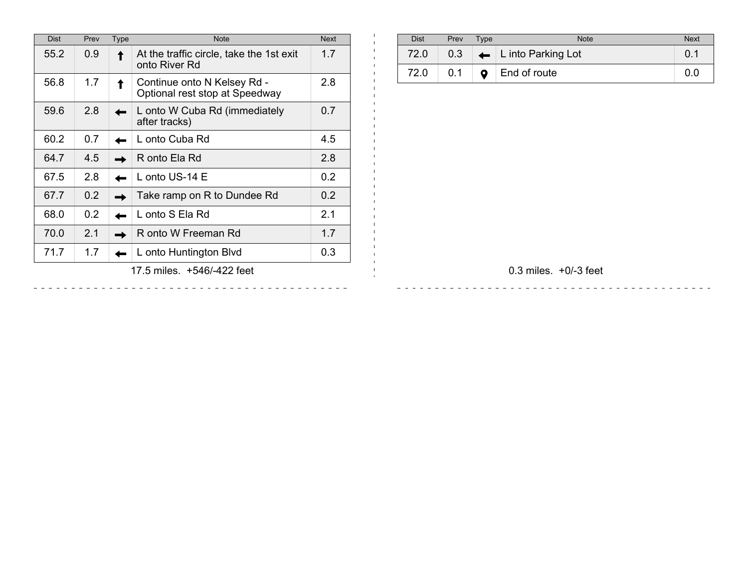| Dist | Prev | Type | Note | Next |
| --- | --- | --- | --- | --- |
| 55.2 | 0.9 | ↑ | At the traffic circle, take the 1st exit onto River Rd | 1.7 |
| 56.8 | 1.7 | ↑ | Continue onto N Kelsey Rd - Optional rest stop at Speedway | 2.8 |
| 59.6 | 2.8 | ← | L onto W Cuba Rd (immediately after tracks) | 0.7 |
| 60.2 | 0.7 | ← | L onto Cuba Rd | 4.5 |
| 64.7 | 4.5 | → | R onto Ela Rd | 2.8 |
| 67.5 | 2.8 | ← | L onto US-14 E | 0.2 |
| 67.7 | 0.2 | → | Take ramp on R to Dundee Rd | 0.2 |
| 68.0 | 0.2 | ← | L onto S Ela Rd | 2.1 |
| 70.0 | 2.1 | → | R onto W Freeman Rd | 1.7 |
| 71.7 | 1.7 | ← | L onto Huntington Blvd | 0.3 |

17.5 miles. +546/-422 feet

| Dist | Prev | Type | Note | Next |
| --- | --- | --- | --- | --- |
| 72.0 | 0.3 | ← | L into Parking Lot | 0.1 |
| 72.0 | 0.1 | 📍 | End of route | 0.0 |

0.3 miles. +0/-3 feet